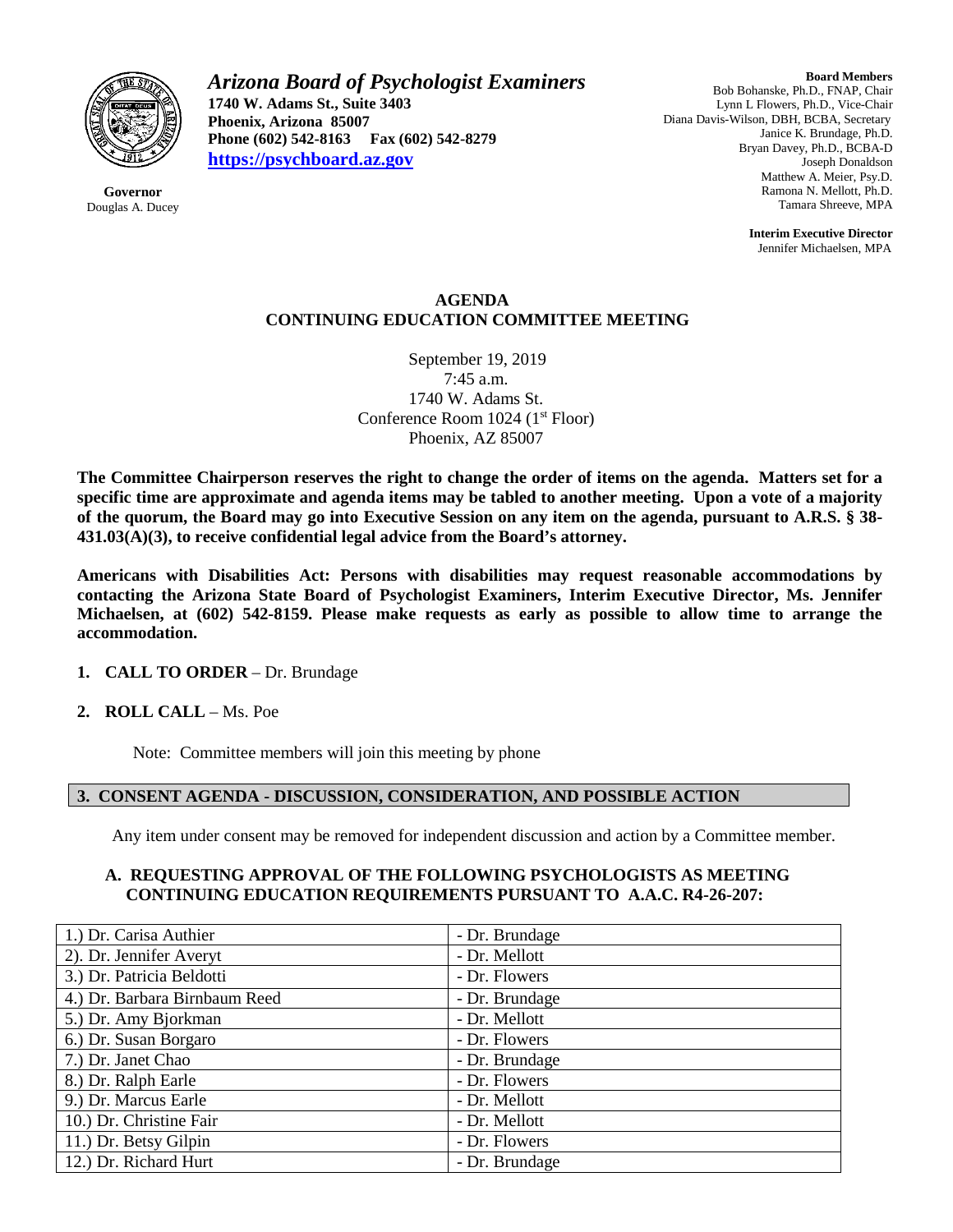**Governor**
Douglas A. Ducey

# *Arizona Board of Psychologist Examiners*

**1740 W. Adams St., Suite 3403**
**Phoenix, Arizona 85007**
**Phone (602) 542-8163 Fax (602) 542-8279**
**https://psychboard.az.gov**

**Board Members**
Bob Bohanske, Ph.D., FNAP, Chair
Lynn L Flowers, Ph.D., Vice-Chair
Diana Davis-Wilson, DBH, BCBA, Secretary
Janice K. Brundage, Ph.D.
Bryan Davey, Ph.D., BCBA-D
Joseph Donaldson
Matthew A. Meier, Psy.D.
Ramona N. Mellott, Ph.D.
Tamara Shreeve, MPA

**Interim Executive Director**
Jennifer Michaelsen, MPA

## AGENDA
## CONTINUING EDUCATION COMMITTEE MEETING

September 19, 2019
7:45 a.m.
1740 W. Adams St.
Conference Room 1024 (1st Floor)
Phoenix, AZ 85007

**The Committee Chairperson reserves the right to change the order of items on the agenda. Matters set for a specific time are approximate and agenda items may be tabled to another meeting. Upon a vote of a majority of the quorum, the Board may go into Executive Session on any item on the agenda, pursuant to A.R.S. § 38-431.03(A)(3), to receive confidential legal advice from the Board's attorney.**

**Americans with Disabilities Act: Persons with disabilities may request reasonable accommodations by contacting the Arizona State Board of Psychologist Examiners, Interim Executive Director, Ms. Jennifer Michaelsen, at (602) 542-8159. Please make requests as early as possible to allow time to arrange the accommodation.**

1. **CALL TO ORDER** – Dr. Brundage

2. **ROLL CALL** – Ms. Poe

   Note: Committee members will join this meeting by phone

### 3. CONSENT AGENDA - DISCUSSION, CONSIDERATION, AND POSSIBLE ACTION

Any item under consent may be removed for independent discussion and action by a Committee member.

#### A. REQUESTING APPROVAL OF THE FOLLOWING PSYCHOLOGISTS AS MEETING CONTINUING EDUCATION REQUIREMENTS PURSUANT TO A.A.C. R4-26-207:

| | |
|---|---|
| 1.) Dr. Carisa Authier | - Dr. Brundage |
| 2). Dr. Jennifer Averyt | - Dr. Mellott |
| 3.) Dr. Patricia Beldotti | - Dr. Flowers |
| 4.) Dr. Barbara Birnbaum Reed | - Dr. Brundage |
| 5.) Dr. Amy Bjorkman | - Dr. Mellott |
| 6.) Dr. Susan Borgaro | - Dr. Flowers |
| 7.) Dr. Janet Chao | - Dr. Brundage |
| 8.) Dr. Ralph Earle | - Dr. Flowers |
| 9.) Dr. Marcus Earle | - Dr. Mellott |
| 10.) Dr. Christine Fair | - Dr. Mellott |
| 11.) Dr. Betsy Gilpin | - Dr. Flowers |
| 12.) Dr. Richard Hurt | - Dr. Brundage |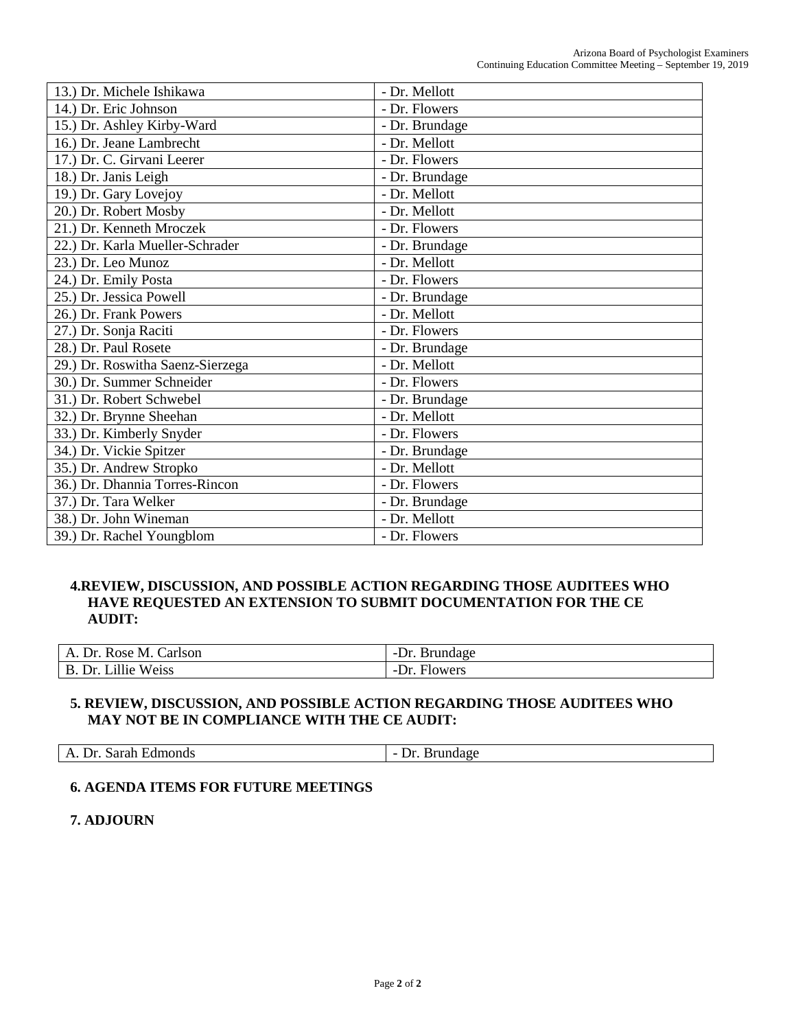| | |
|---|---|
| 13.) Dr. Michele Ishikawa | - Dr. Mellott |
| 14.) Dr. Eric Johnson | - Dr. Flowers |
| 15.) Dr. Ashley Kirby-Ward | - Dr. Brundage |
| 16.) Dr. Jeane Lambrecht | - Dr. Mellott |
| 17.) Dr. C. Girvani Leerer | - Dr. Flowers |
| 18.) Dr. Janis Leigh | - Dr. Brundage |
| 19.) Dr. Gary Lovejoy | - Dr. Mellott |
| 20.) Dr. Robert Mosby | - Dr. Mellott |
| 21.) Dr. Kenneth Mroczek | - Dr. Flowers |
| 22.) Dr. Karla Mueller-Schrader | - Dr. Brundage |
| 23.) Dr. Leo Munoz | - Dr. Mellott |
| 24.) Dr. Emily Posta | - Dr. Flowers |
| 25.) Dr. Jessica Powell | - Dr. Brundage |
| 26.) Dr. Frank Powers | - Dr. Mellott |
| 27.) Dr. Sonja Raciti | - Dr. Flowers |
| 28.) Dr. Paul Rosete | - Dr. Brundage |
| 29.) Dr. Roswitha Saenz-Sierzega | - Dr. Mellott |
| 30.) Dr. Summer Schneider | - Dr. Flowers |
| 31.) Dr. Robert Schwebel | - Dr. Brundage |
| 32.) Dr. Brynne Sheehan | - Dr. Mellott |
| 33.) Dr. Kimberly Snyder | - Dr. Flowers |
| 34.) Dr. Vickie Spitzer | - Dr. Brundage |
| 35.) Dr. Andrew Stropko | - Dr. Mellott |
| 36.) Dr. Dhannia Torres-Rincon | - Dr. Flowers |
| 37.) Dr. Tara Welker | - Dr. Brundage |
| 38.) Dr. John Wineman | - Dr. Mellott |
| 39.) Dr. Rachel Youngblom | - Dr. Flowers |

**4.REVIEW, DISCUSSION, AND POSSIBLE ACTION REGARDING THOSE AUDITEES WHO HAVE REQUESTED AN EXTENSION TO SUBMIT DOCUMENTATION FOR THE CE AUDIT:**

| | |
|---|---|
| A. Dr. Rose M. Carlson | -Dr. Brundage |
| B. Dr. Lillie Weiss | -Dr. Flowers |

**5. REVIEW, DISCUSSION, AND POSSIBLE ACTION REGARDING THOSE AUDITEES WHO MAY NOT BE IN COMPLIANCE WITH THE CE AUDIT:**

| | |
|---|---|
| A. Dr. Sarah Edmonds | - Dr. Brundage |

**6. AGENDA ITEMS FOR FUTURE MEETINGS**

**7. ADJOURN**